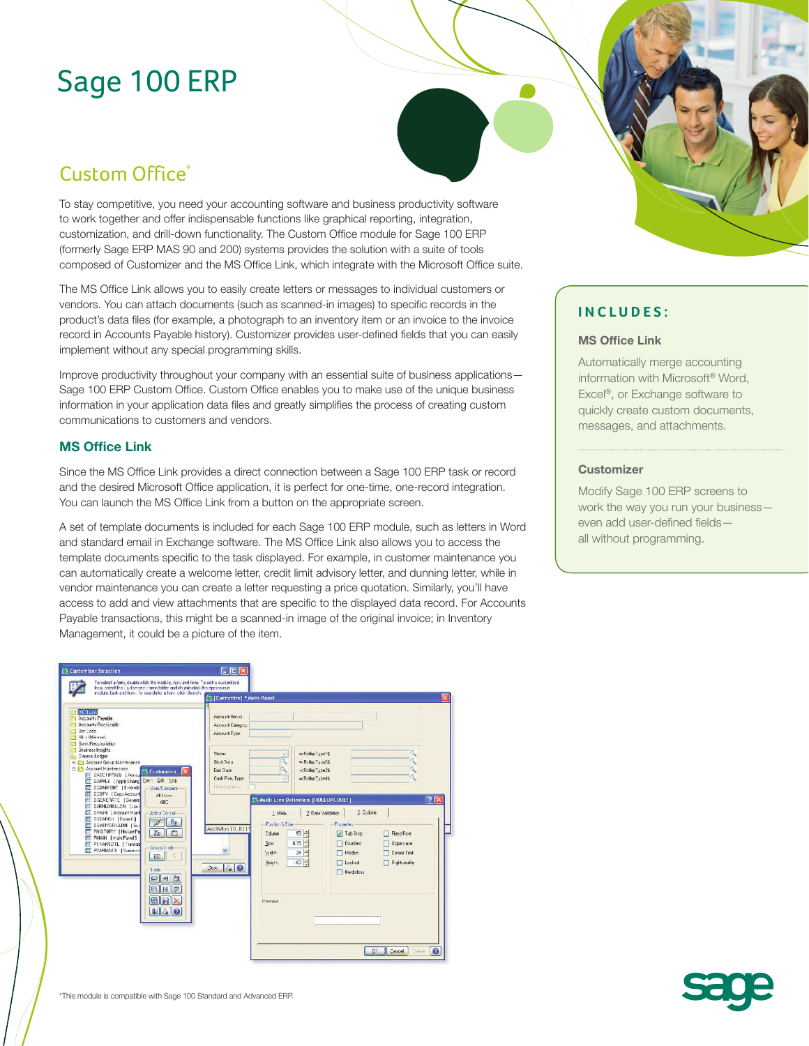# Sage 100 ERP

## Custom Office*

To stay competitive, you need your accounting software and business productivity software to work together and offer indispensable functions like graphical reporting, integration, customization, and drill-down functionality. The Custom Office module for Sage 100 ERP (formerly Sage ERP MAS 90 and 200) systems provides the solution with a suite of tools composed of Customizer and the MS Office Link, which integrate with the Microsoft Office suite.

The MS Office Link allows you to easily create letters or messages to individual customers or vendors. You can attach documents (such as scanned-in images) to specific records in the product's data files (for example, a photograph to an inventory item or an invoice to the invoice record in Accounts Payable history). Customizer provides user-defined fields that you can easily implement without any special programming skills.

Improve productivity throughout your company with an essential suite of business applications—Sage 100 ERP Custom Office. Custom Office enables you to make use of the unique business information in your application data files and greatly simplifies the process of creating custom communications to customers and vendors.

### MS Office Link

Since the MS Office Link provides a direct connection between a Sage 100 ERP task or record and the desired Microsoft Office application, it is perfect for one-time, one-record integration. You can launch the MS Office Link from a button on the appropriate screen.

A set of template documents is included for each Sage 100 ERP module, such as letters in Word and standard email in Exchange software. The MS Office Link also allows you to access the template documents specific to the task displayed. For example, in customer maintenance you can automatically create a welcome letter, credit limit advisory letter, and dunning letter, while in vendor maintenance you can create a letter requesting a price quotation. Similarly, you'll have access to add and view attachments that are specific to the displayed data record. For Accounts Payable transactions, this might be a scanned-in image of the original invoice; in Inventory Management, it could be a picture of the item.

## INCLUDES:

**MS Office Link**

Automatically merge accounting information with Microsoft® Word, Excel®, or Exchange software to quickly create custom documents, messages, and attachments.

**Customizer**

Modify Sage 100 ERP screens to work the way you run your business—even add user-defined fields—all without programming.

*This module is compatible with Sage 100 Standard and Advanced ERP.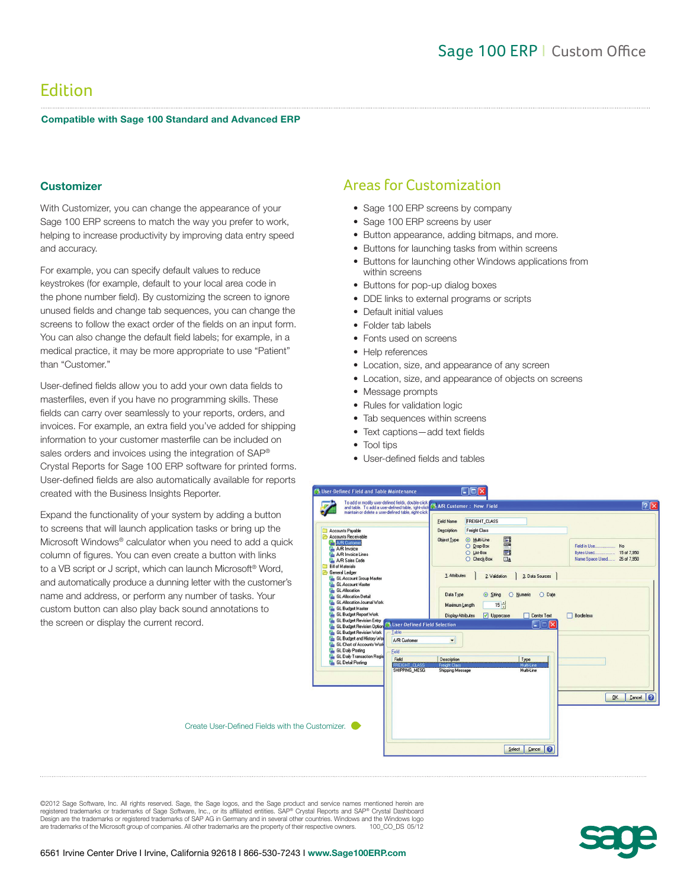## Edition

**Compatible with Sage 100 Standard and Advanced ERP**

### Customizer

With Customizer, you can change the appearance of your Sage 100 ERP screens to match the way you prefer to work, helping to increase productivity by improving data entry speed and accuracy.

For example, you can specify default values to reduce keystrokes (for example, default to your local area code in the phone number field). By customizing the screen to ignore unused fields and change tab sequences, you can change the screens to follow the exact order of the fields on an input form. You can also change the default field labels; for example, in a medical practice, it may be more appropriate to use "Patient" than "Customer."

User-defined fields allow you to add your own data fields to masterfiles, even if you have no programming skills. These fields can carry over seamlessly to your reports, orders, and invoices. For example, an extra field you've added for shipping information to your customer masterfile can be included on sales orders and invoices using the integration of SAP® Crystal Reports for Sage 100 ERP software for printed forms. User-defined fields are also automatically available for reports created with the Business Insights Reporter.

Expand the functionality of your system by adding a button to screens that will launch application tasks or bring up the Microsoft Windows® calculator when you need to add a quick column of figures. You can even create a button with links to a VB script or J script, which can launch Microsoft® Word, and automatically produce a dunning letter with the customer's name and address, or perform any number of tasks. Your custom button can also play back sound annotations to the screen or display the current record.

## Areas for Customization

- Sage 100 ERP screens by company
- Sage 100 ERP screens by user
- Button appearance, adding bitmaps, and more.
- Buttons for launching tasks from within screens
- Buttons for launching other Windows applications from within screens
- Buttons for pop-up dialog boxes
- DDE links to external programs or scripts
- Default initial values
- Folder tab labels
- Fonts used on screens
- Help references
- Location, size, and appearance of any screen
- Location, size, and appearance of objects on screens
- Message prompts
- Rules for validation logic
- Tab sequences within screens
- Text captions—add text fields
- Tool tips
- User-defined fields and tables

Create User-Defined Fields with the Customizer.

©2012 Sage Software, Inc. All rights reserved. Sage, the Sage logos, and the Sage product and service names mentioned herein are registered trademarks or trademarks of Sage Software, Inc., or its affiliated entities. SAP® Crystal Reports and SAP® Crystal Dashboard Design are the trademarks or registered trademarks of SAP AG in Germany and in several other countries. Windows and the Windows logo are trademarks of the Microsoft group of companies. All other trademarks are the property of their respective owners. 100_CO_DS 05/12

6561 Irvine Center Drive I Irvine, California 92618 I 866-530-7243 I **www.Sage100ERP.com**